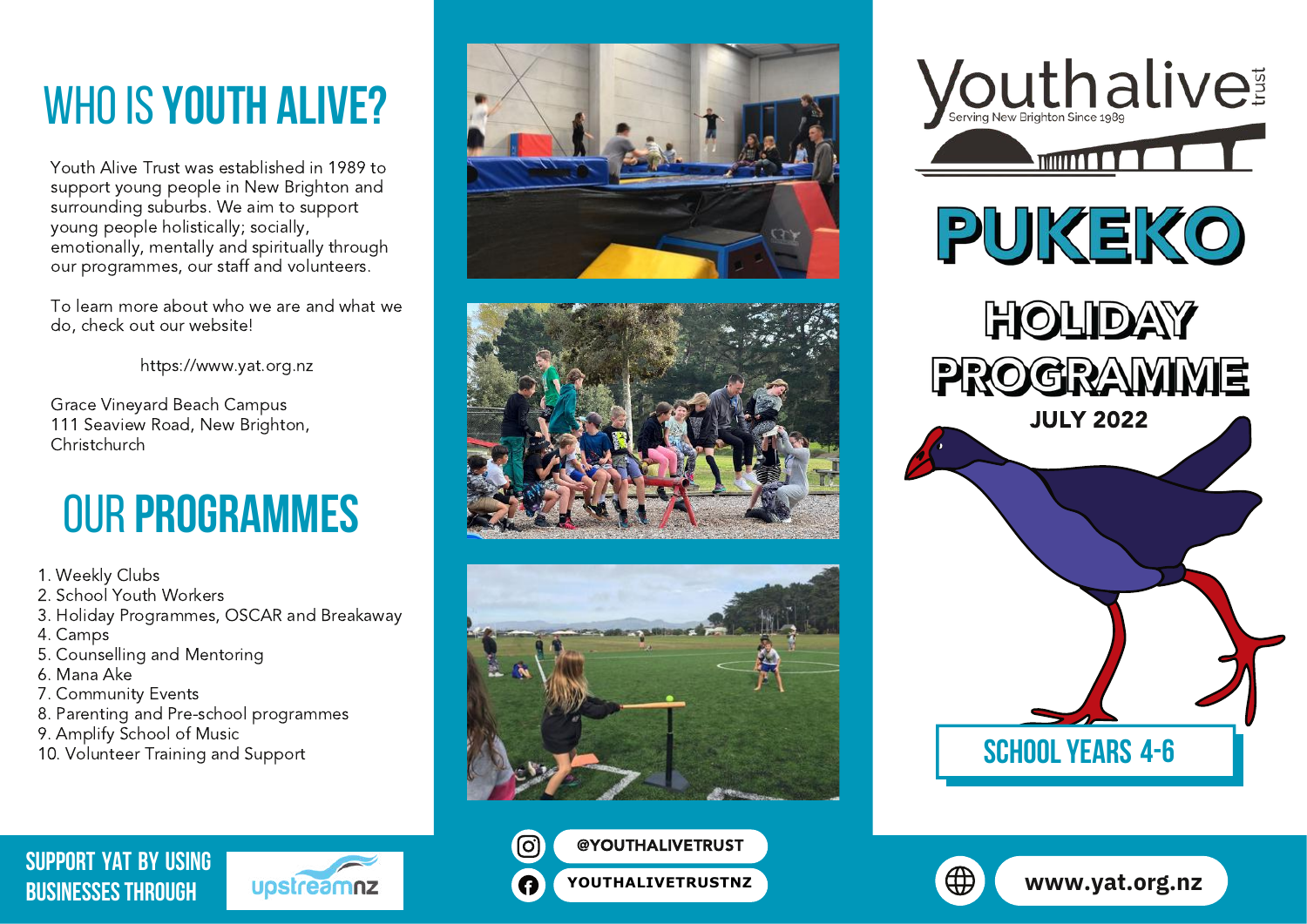# WHO IS YOUTH ALIVE?

Youth Alive Trust was established in 1989 to support young people in New Brighton and surrounding suburbs. We aim to support young people holistically; socially, emotionally, mentally and spiritually through our programmes, our staff and volunteers.

To learn more about who we are and what we do, check out our website!

https://www.yat.org.nz

Grace Vineyard Beach Campus
111 Seaview Road, New Brighton,
Christchurch

# OUR PROGRAMMES

1. Weekly Clubs
2. School Youth Workers
3. Holiday Programmes, OSCAR and Breakaway
4. Camps
5. Counselling and Mentoring
6. Mana Ake
7. Community Events
8. Parenting and Pre-school programmes
9. Amplify School of Music
10. Volunteer Training and Support

SUPPORT YAT BY USING BUSINESSES THROUGH upstreamnz

@YOUTHALIVETRUST

YOUTHALIVETRUSTNZ

Youthalive trust
Serving New Brighton Since 1989

# PUKEKO

## HOLIDAY PROGRAMME

JULY 2022

SCHOOL YEARS 4-6

www.yat.org.nz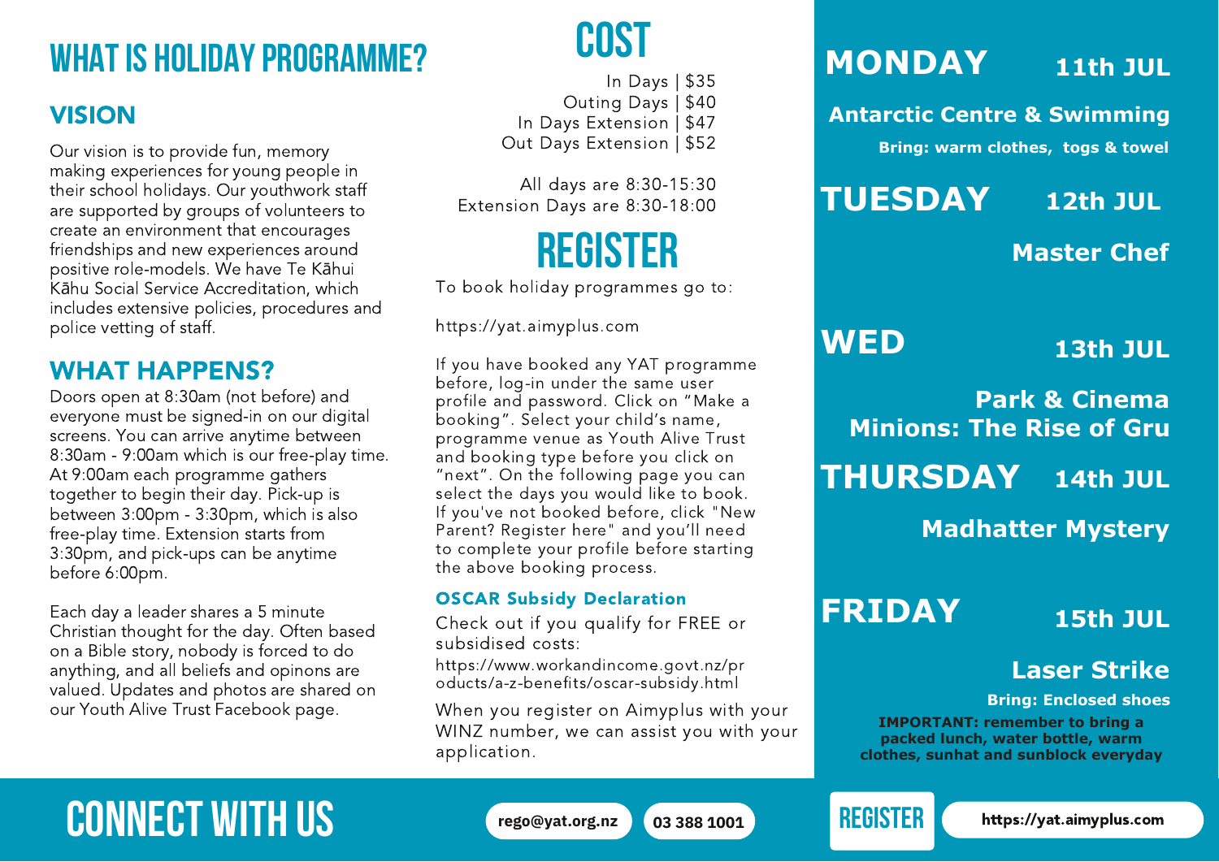# WHAT IS HOLIDAY PROGRAMME?

## VISION

Our vision is to provide fun, memory making experiences for young people in their school holidays. Our youthwork staff are supported by groups of volunteers to create an environment that encourages friendships and new experiences around positive role-models. We have Te Kāhui Kāhu Social Service Accreditation, which includes extensive policies, procedures and police vetting of staff.

## WHAT HAPPENS?

Doors open at 8:30am (not before) and everyone must be signed-in on our digital screens. You can arrive anytime between 8:30am - 9:00am which is our free-play time. At 9:00am each programme gathers together to begin their day. Pick-up is between 3:00pm - 3:30pm, which is also free-play time. Extension starts from 3:30pm, and pick-ups can be anytime before 6:00pm.

Each day a leader shares a 5 minute Christian thought for the day. Often based on a Bible story, nobody is forced to do anything, and all beliefs and opinons are valued. Updates and photos are shared on our Youth Alive Trust Facebook page.

# COST

In Days | $35
Outing Days | $40
In Days Extension | $47
Out Days Extension | $52

All days are 8:30-15:30
Extension Days are 8:30-18:00

# REGISTER

To book holiday programmes go to:

https://yat.aimyplus.com

If you have booked any YAT programme before, log-in under the same user profile and password. Click on "Make a booking". Select your child's name, programme venue as Youth Alive Trust and booking type before you click on "next". On the following page you can select the days you would like to book. If you've not booked before, click "New Parent? Register here" and you'll need to complete your profile before starting the above booking process.

### OSCAR Subsidy Declaration

Check out if you qualify for FREE or subsidised costs:
https://www.workandincome.govt.nz/products/a-z-benefits/oscar-subsidy.html

When you register on Aimyplus with your WINZ number, we can assist you with your application.

## MONDAY 11th JUL

**Antarctic Centre & Swimming**

**Bring: warm clothes, togs & towel**

## TUESDAY 12th JUL

**Master Chef**

## WED 13th JUL

**Park & Cinema**
**Minions: The Rise of Gru**

## THURSDAY 14th JUL

**Madhatter Mystery**

## FRIDAY 15th JUL

**Laser Strike**

**Bring: Enclosed shoes**

**IMPORTANT: remember to bring a packed lunch, water bottle, warm clothes, sunhat and sunblock everyday**

# CONNECT WITH US

rego@yat.org.nz
03 388 1001

REGISTER https://yat.aimyplus.com